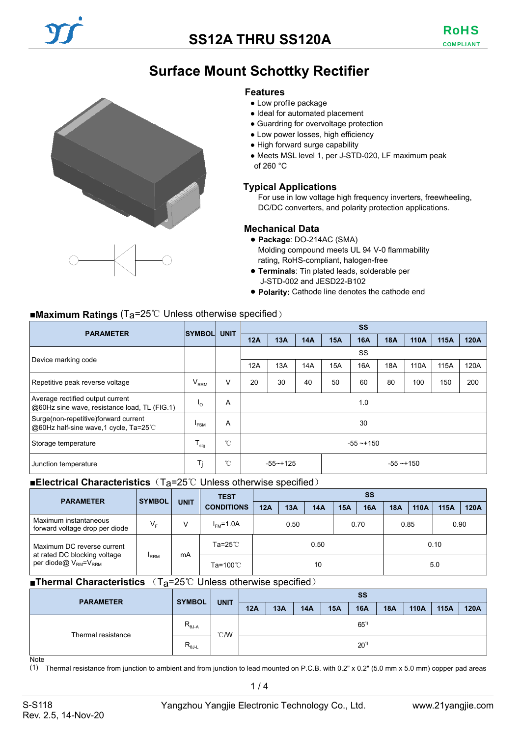# SS12A THRU SS120A

RoHS COMPLIANT

## Surface Mount Schottky Rectifier

### Features

- Low profile package
- Ideal for automated placement
- Guardring for overvoltage protection
- Low power losses, high efficiency
- High forward surge capability
- Meets MSL level 1, per J-STD-020, LF maximum peak of 260 °C

### Typical Applications

For use in low voltage high frequency inverters, freewheeling, DC/DC converters, and polarity protection applications.

### Mechanical Data

- **Package**: DO-214AC (SMA)
  Molding compound meets UL 94 V-0 flammability rating, RoHS-compliant, halogen-free
- **Terminals**: Tin plated leads, solderable per J-STD-002 and JESD22-B102
- **Polarity:** Cathode line denotes the cathode end

### ■Maximum Ratings ($T_a$=25℃ Unless otherwise specified)

| PARAMETER | SYMBOL | UNIT | SS | | | | | | | | |
|---|---|---|---|---|---|---|---|---|---|---|---|
| | | | 12A | 13A | 14A | 15A | 16A | 18A | 110A | 115A | 120A |
| Device marking code | | | SS | | | | | | | | |
| | | | 12A | 13A | 14A | 15A | 16A | 18A | 110A | 115A | 120A |
| Repetitive peak reverse voltage | $V_{RRM}$ | V | 20 | 30 | 40 | 50 | 60 | 80 | 100 | 150 | 200 |
| Average rectified output current @60Hz sine wave, resistance load, TL (FIG.1) | $I_O$ | A | 1.0 | | | | | | | | |
| Surge(non-repetitive)forward current @60Hz half-sine wave,1 cycle, Ta=25℃ | $I_{FSM}$ | A | 30 | | | | | | | | |
| Storage temperature | $T_{stg}$ | ℃ | -55 ~+150 | | | | | | | | |
| Junction temperature | $T_j$ | ℃ | -55~+125 | | | -55 ~+150 | | | | | |

### ■Electrical Characteristics ($T_a$=25℃ Unless otherwise specified)

| PARAMETER | SYMBOL | UNIT | TEST CONDITIONS | SS | | | | | | | | |
|---|---|---|---|---|---|---|---|---|---|---|---|---|
| | | | | 12A | 13A | 14A | 15A | 16A | 18A | 110A | 115A | 120A |
| Maximum instantaneous forward voltage drop per diode | $V_F$ | V | $I_{FM}$=1.0A | 0.50 | | | 0.70 | | 0.85 | | 0.90 | |
| Maximum DC reverse current at rated DC blocking voltage per diode@ $V_{RM}$=$V_{RRM}$ | $I_{RRM}$ | mA | Ta=25℃ | 0.50 | | | | | 0.10 | | | |
| | | | Ta=100℃ | 10 | | | | | 5.0 | | | |

### ■Thermal Characteristics ($T_a$=25℃ Unless otherwise specified)

| PARAMETER | SYMBOL | UNIT | SS | | | | | | | | |
|---|---|---|---|---|---|---|---|---|---|---|---|
| | | | 12A | 13A | 14A | 15A | 16A | 18A | 110A | 115A | 120A |
| Thermal resistance | $R_{θJ-A}$ | ℃/W | 65[1)] | | | | | | | | |
| | $R_{θJ-L}$ | | 20[1)] | | | | | | | | |

Note

(1) Thermal resistance from junction to ambient and from junction to lead mounted on P.C.B. with 0.2" x 0.2" (5.0 mm x 5.0 mm) copper pad areas

S-S118
Rev. 2.5, 14-Nov-20

Yangzhou Yangjie Electronic Technology Co., Ltd.

www.21yangjie.com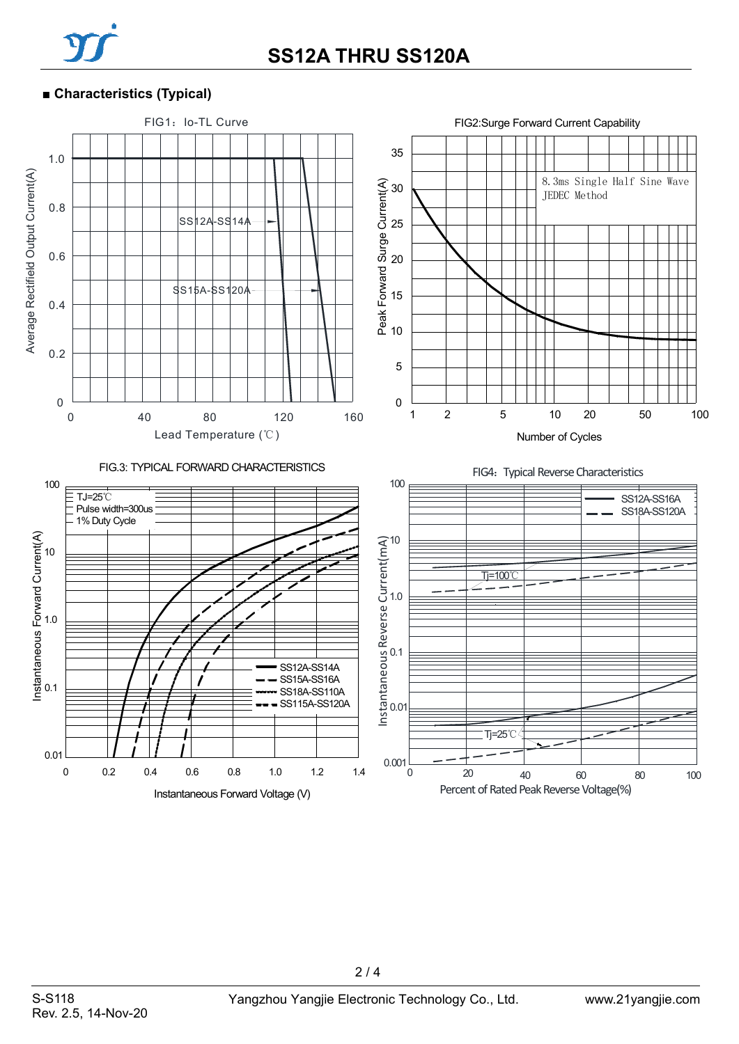## ■ Characteristics (Typical)

FIG1：Io-TL Curve

Average Rectified Output Current(A)

Lead Temperature (℃)

SS12A-SS14A

SS15A-SS120A

FIG2:Surge Forward Current Capability

Peak Forward Surge Current(A)

Number of Cycles

8.3ms Single Half Sine Wave
JEDEC Method

FIG.3: TYPICAL FORWARD CHARACTERISTICS

Instantaneous Forward Current(A)

Instantaneous Forward Voltage (V)

TJ=25℃
Pulse width=300us
1% Duty Cycle

SS12A-SS14A
SS15A-SS16A
SS18A-SS110A
SS115A-SS120A

FIG4：Typical Reverse Characteristics

Instantaneous Reverse Current(mA)

Percent of Rated Peak Reverse Voltage(%)

SS12A-SS16A
SS18A-SS120A

Tj=100℃

Tj=25℃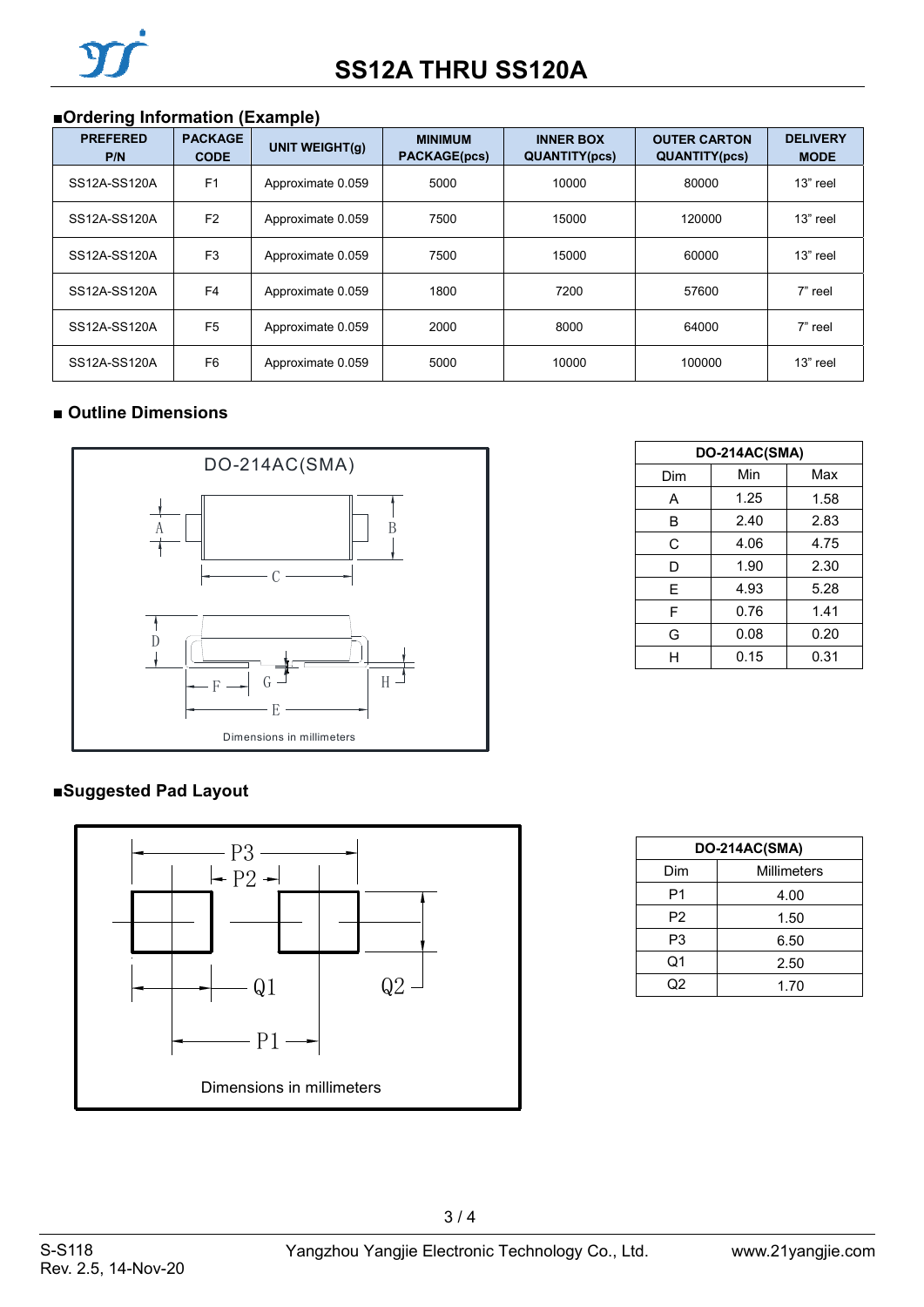# SS12A THRU SS120A

## ■Ordering Information (Example)

| PREFERED P/N | PACKAGE CODE | UNIT WEIGHT(g) | MINIMUM PACKAGE(pcs) | INNER BOX QUANTITY(pcs) | OUTER CARTON QUANTITY(pcs) | DELIVERY MODE |
|---|---|---|---|---|---|---|
| SS12A-SS120A | F1 | Approximate 0.059 | 5000 | 10000 | 80000 | 13" reel |
| SS12A-SS120A | F2 | Approximate 0.059 | 7500 | 15000 | 120000 | 13" reel |
| SS12A-SS120A | F3 | Approximate 0.059 | 7500 | 15000 | 60000 | 13" reel |
| SS12A-SS120A | F4 | Approximate 0.059 | 1800 | 7200 | 57600 | 7" reel |
| SS12A-SS120A | F5 | Approximate 0.059 | 2000 | 8000 | 64000 | 7" reel |
| SS12A-SS120A | F6 | Approximate 0.059 | 5000 | 10000 | 100000 | 13" reel |

## ■ Outline Dimensions

DO-214AC(SMA)

Dimensions in millimeters

| DO-214AC(SMA) | | |
|---|---|---|
| Dim | Min | Max |
| A | 1.25 | 1.58 |
| B | 2.40 | 2.83 |
| C | 4.06 | 4.75 |
| D | 1.90 | 2.30 |
| E | 4.93 | 5.28 |
| F | 0.76 | 1.41 |
| G | 0.08 | 0.20 |
| H | 0.15 | 0.31 |

## ■Suggested Pad Layout

Dimensions in millimeters

| DO-214AC(SMA) | |
|---|---|
| Dim | Millimeters |
| P1 | 4.00 |
| P2 | 1.50 |
| P3 | 6.50 |
| Q1 | 2.50 |
| Q2 | 1.70 |

S-S118
Rev. 2.5, 14-Nov-20

Yangzhou Yangjie Electronic Technology Co., Ltd.

www.21yangjie.com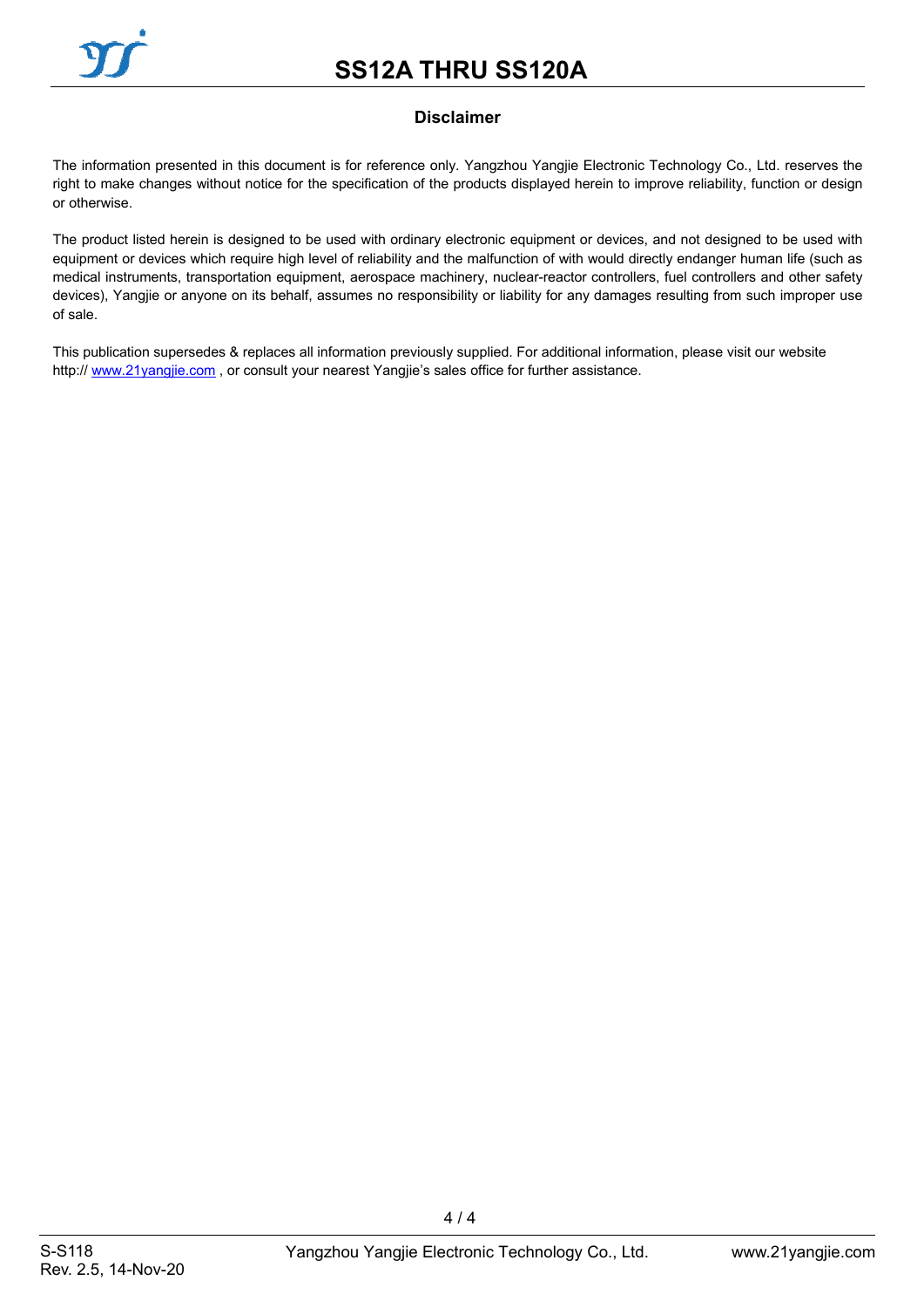## Disclaimer

The information presented in this document is for reference only. Yangzhou Yangjie Electronic Technology Co., Ltd. reserves the right to make changes without notice for the specification of the products displayed herein to improve reliability, function or design or otherwise.

The product listed herein is designed to be used with ordinary electronic equipment or devices, and not designed to be used with equipment or devices which require high level of reliability and the malfunction of with would directly endanger human life (such as medical instruments, transportation equipment, aerospace machinery, nuclear-reactor controllers, fuel controllers and other safety devices), Yangjie or anyone on its behalf, assumes no responsibility or liability for any damages resulting from such improper use of sale.

This publication supersedes & replaces all information previously supplied. For additional information, please visit our website http:// www.21yangjie.com , or consult your nearest Yangjie's sales office for further assistance.